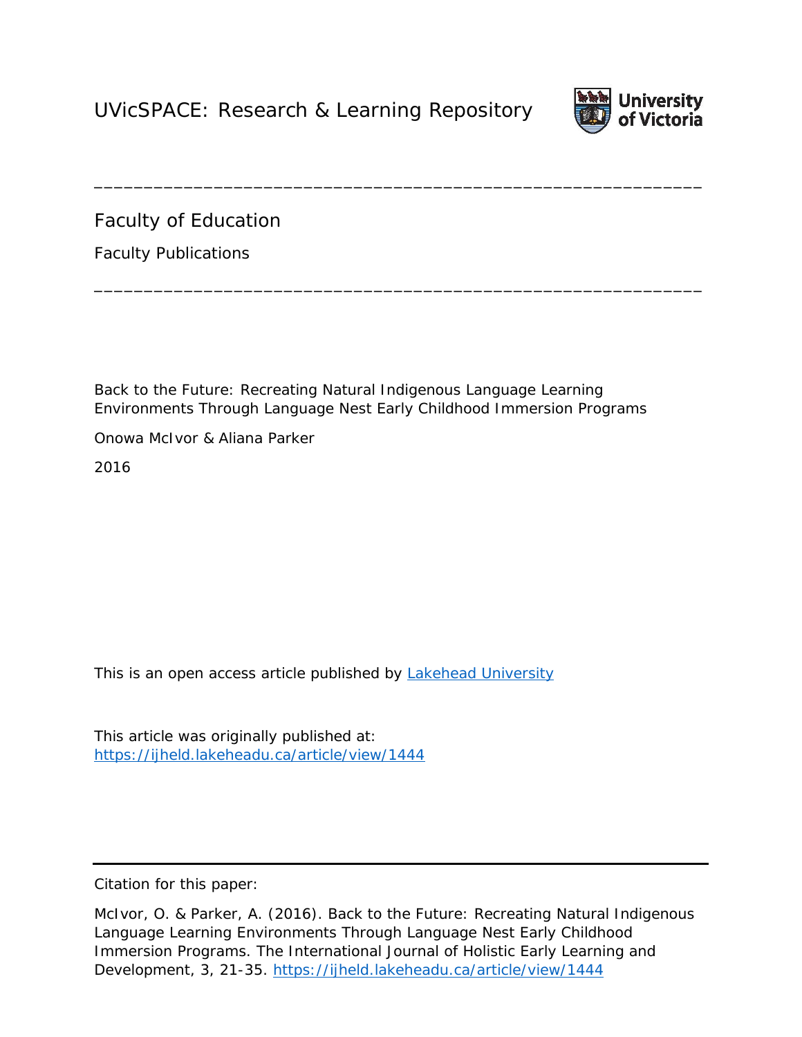UVicSPACE: Research & Learning Repository

University of Victoria

---

# Faculty of Education

Faculty Publications

---

Back to the Future: Recreating Natural Indigenous Language Learning Environments Through Language Nest Early Childhood Immersion Programs

Onowa McIvor & Aliana Parker

2016

This is an open access article published by [Lakehead University](https://ijheld.lakeheadu.ca/)

This article was originally published at:
https://ijheld.lakeheadu.ca/article/view/1444

---

Citation for this paper:

McIvor, O. & Parker, A. (2016). Back to the Future: Recreating Natural Indigenous Language Learning Environments Through Language Nest Early Childhood Immersion Programs. The International Journal of Holistic Early Learning and Development, 3, 21-35. https://ijheld.lakeheadu.ca/article/view/1444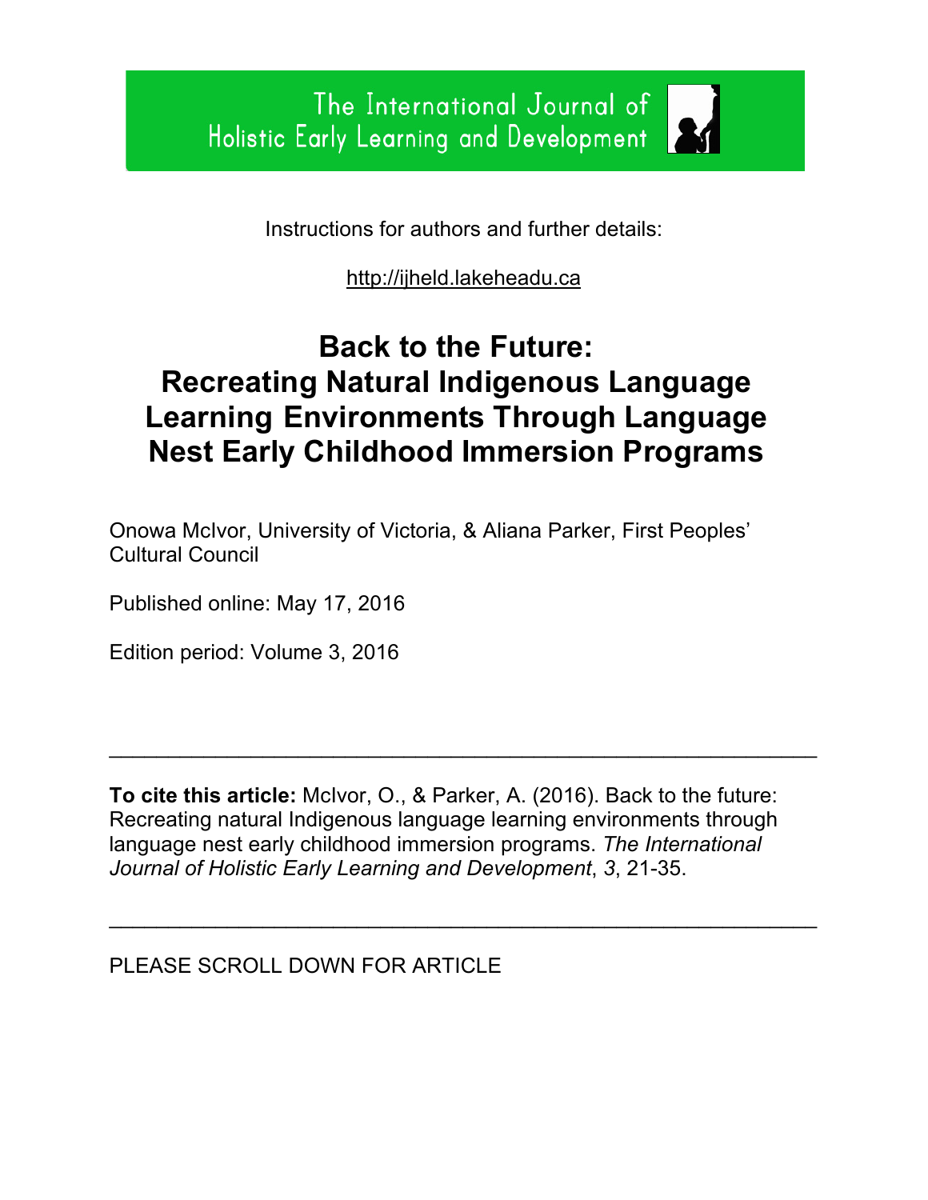The International Journal of Holistic Early Learning and Development

Instructions for authors and further details:

http://ijheld.lakeheadu.ca

# Back to the Future: Recreating Natural Indigenous Language Learning Environments Through Language Nest Early Childhood Immersion Programs

Onowa McIvor, University of Victoria, & Aliana Parker, First Peoples' Cultural Council

Published online: May 17, 2016

Edition period: Volume 3, 2016

---

**To cite this article:** McIvor, O., & Parker, A. (2016). Back to the future: Recreating natural Indigenous language learning environments through language nest early childhood immersion programs. *The International Journal of Holistic Early Learning and Development*, *3*, 21-35.

---

PLEASE SCROLL DOWN FOR ARTICLE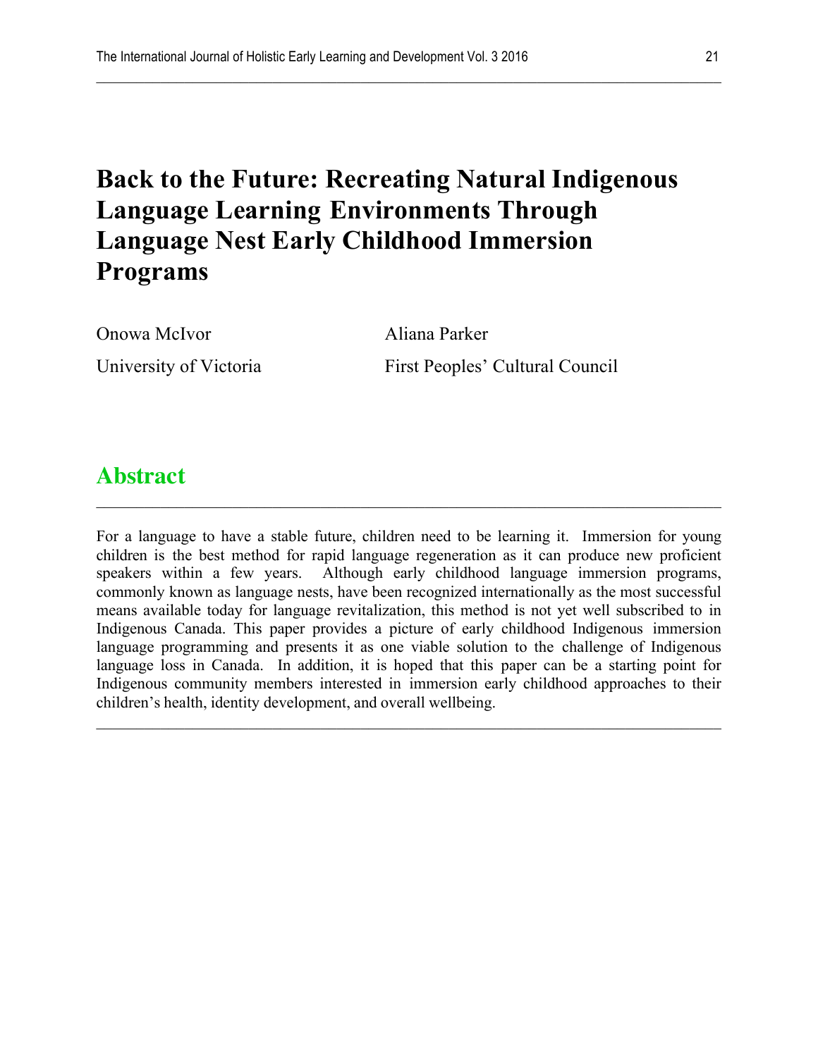# Back to the Future: Recreating Natural Indigenous Language Learning Environments Through Language Nest Early Childhood Immersion Programs

Onowa McIvor
University of Victoria

Aliana Parker
First Peoples' Cultural Council

## Abstract

For a language to have a stable future, children need to be learning it. Immersion for young children is the best method for rapid language regeneration as it can produce new proficient speakers within a few years. Although early childhood language immersion programs, commonly known as language nests, have been recognized internationally as the most successful means available today for language revitalization, this method is not yet well subscribed to in Indigenous Canada. This paper provides a picture of early childhood Indigenous immersion language programming and presents it as one viable solution to the challenge of Indigenous language loss in Canada. In addition, it is hoped that this paper can be a starting point for Indigenous community members interested in immersion early childhood approaches to their children's health, identity development, and overall wellbeing.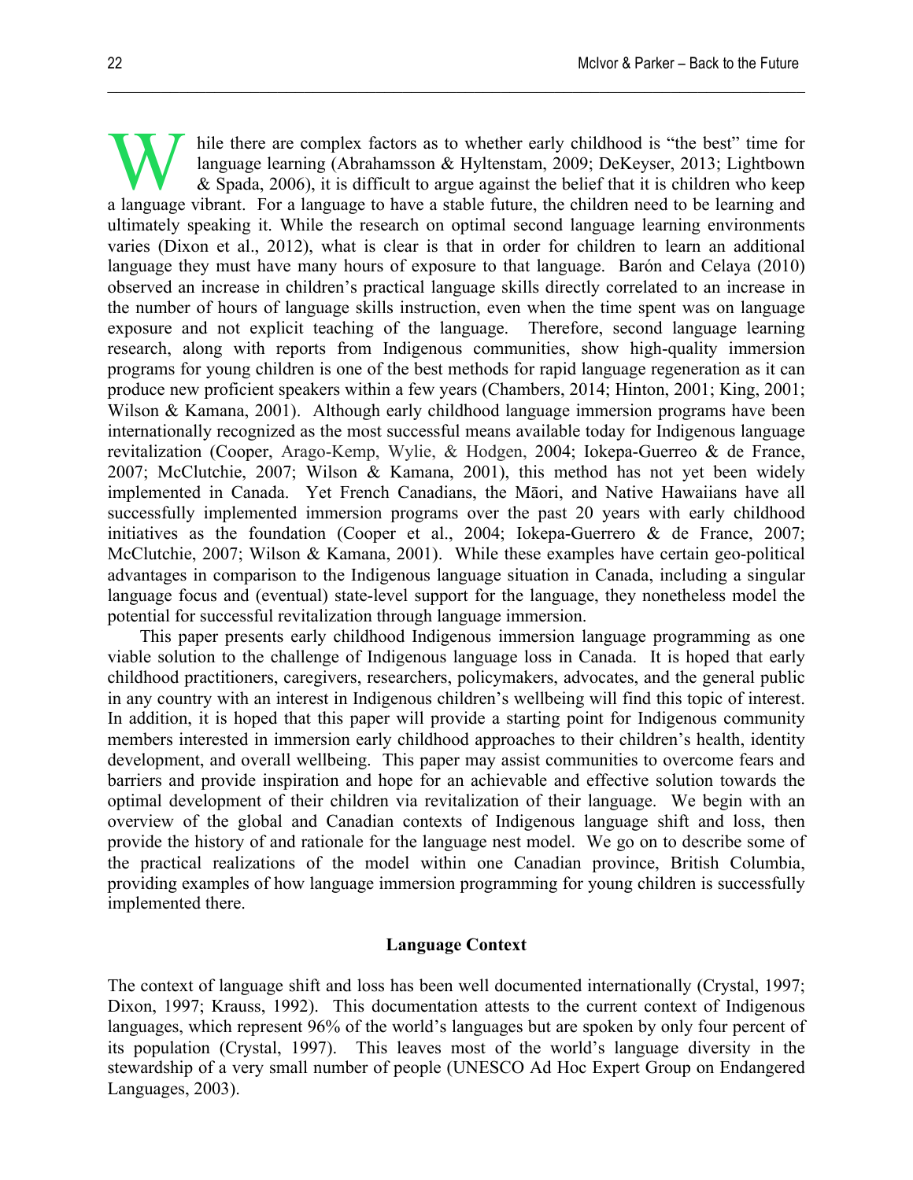While there are complex factors as to whether early childhood is "the best" time for language learning (Abrahamsson & Hyltenstam, 2009; DeKeyser, 2013; Lightbown & Spada, 2006), it is difficult to argue against the belief that it is children who keep a language vibrant. For a language to have a stable future, the children need to be learning and ultimately speaking it. While the research on optimal second language learning environments varies (Dixon et al., 2012), what is clear is that in order for children to learn an additional language they must have many hours of exposure to that language. Barón and Celaya (2010) observed an increase in children's practical language skills directly correlated to an increase in the number of hours of language skills instruction, even when the time spent was on language exposure and not explicit teaching of the language. Therefore, second language learning research, along with reports from Indigenous communities, show high-quality immersion programs for young children is one of the best methods for rapid language regeneration as it can produce new proficient speakers within a few years (Chambers, 2014; Hinton, 2001; King, 2001; Wilson & Kamana, 2001). Although early childhood language immersion programs have been internationally recognized as the most successful means available today for Indigenous language revitalization (Cooper, Arago-Kemp, Wylie, & Hodgen, 2004; Iokepa-Guerreo & de France, 2007; McClutchie, 2007; Wilson & Kamana, 2001), this method has not yet been widely implemented in Canada. Yet French Canadians, the Māori, and Native Hawaiians have all successfully implemented immersion programs over the past 20 years with early childhood initiatives as the foundation (Cooper et al., 2004; Iokepa-Guerrero & de France, 2007; McClutchie, 2007; Wilson & Kamana, 2001). While these examples have certain geo-political advantages in comparison to the Indigenous language situation in Canada, including a singular language focus and (eventual) state-level support for the language, they nonetheless model the potential for successful revitalization through language immersion.

This paper presents early childhood Indigenous immersion language programming as one viable solution to the challenge of Indigenous language loss in Canada. It is hoped that early childhood practitioners, caregivers, researchers, policymakers, advocates, and the general public in any country with an interest in Indigenous children's wellbeing will find this topic of interest. In addition, it is hoped that this paper will provide a starting point for Indigenous community members interested in immersion early childhood approaches to their children's health, identity development, and overall wellbeing. This paper may assist communities to overcome fears and barriers and provide inspiration and hope for an achievable and effective solution towards the optimal development of their children via revitalization of their language. We begin with an overview of the global and Canadian contexts of Indigenous language shift and loss, then provide the history of and rationale for the language nest model. We go on to describe some of the practical realizations of the model within one Canadian province, British Columbia, providing examples of how language immersion programming for young children is successfully implemented there.

## Language Context

The context of language shift and loss has been well documented internationally (Crystal, 1997; Dixon, 1997; Krauss, 1992). This documentation attests to the current context of Indigenous languages, which represent 96% of the world's languages but are spoken by only four percent of its population (Crystal, 1997). This leaves most of the world's language diversity in the stewardship of a very small number of people (UNESCO Ad Hoc Expert Group on Endangered Languages, 2003).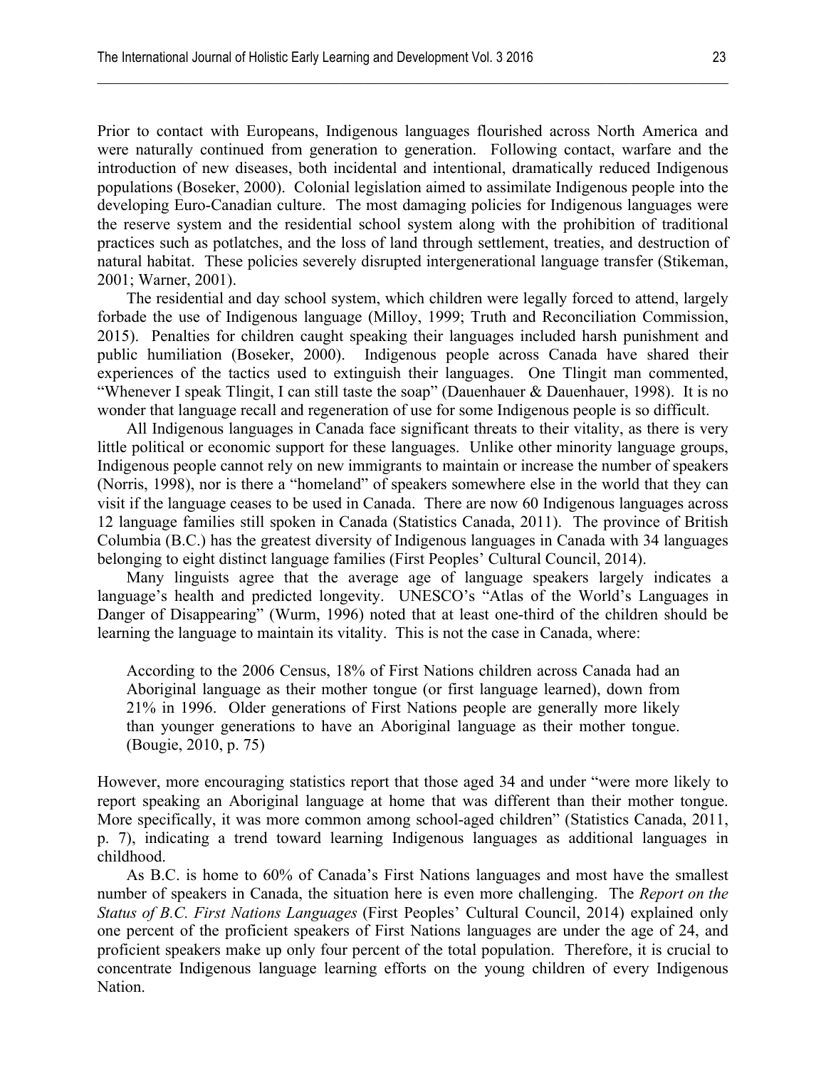Prior to contact with Europeans, Indigenous languages flourished across North America and were naturally continued from generation to generation. Following contact, warfare and the introduction of new diseases, both incidental and intentional, dramatically reduced Indigenous populations (Boseker, 2000). Colonial legislation aimed to assimilate Indigenous people into the developing Euro-Canadian culture. The most damaging policies for Indigenous languages were the reserve system and the residential school system along with the prohibition of traditional practices such as potlatches, and the loss of land through settlement, treaties, and destruction of natural habitat. These policies severely disrupted intergenerational language transfer (Stikeman, 2001; Warner, 2001).

The residential and day school system, which children were legally forced to attend, largely forbade the use of Indigenous language (Milloy, 1999; Truth and Reconciliation Commission, 2015). Penalties for children caught speaking their languages included harsh punishment and public humiliation (Boseker, 2000). Indigenous people across Canada have shared their experiences of the tactics used to extinguish their languages. One Tlingit man commented, "Whenever I speak Tlingit, I can still taste the soap" (Dauenhauer & Dauenhauer, 1998). It is no wonder that language recall and regeneration of use for some Indigenous people is so difficult.

All Indigenous languages in Canada face significant threats to their vitality, as there is very little political or economic support for these languages. Unlike other minority language groups, Indigenous people cannot rely on new immigrants to maintain or increase the number of speakers (Norris, 1998), nor is there a "homeland" of speakers somewhere else in the world that they can visit if the language ceases to be used in Canada. There are now 60 Indigenous languages across 12 language families still spoken in Canada (Statistics Canada, 2011). The province of British Columbia (B.C.) has the greatest diversity of Indigenous languages in Canada with 34 languages belonging to eight distinct language families (First Peoples' Cultural Council, 2014).

Many linguists agree that the average age of language speakers largely indicates a language's health and predicted longevity. UNESCO's "Atlas of the World's Languages in Danger of Disappearing" (Wurm, 1996) noted that at least one-third of the children should be learning the language to maintain its vitality. This is not the case in Canada, where:

> According to the 2006 Census, 18% of First Nations children across Canada had an Aboriginal language as their mother tongue (or first language learned), down from 21% in 1996. Older generations of First Nations people are generally more likely than younger generations to have an Aboriginal language as their mother tongue. (Bougie, 2010, p. 75)

However, more encouraging statistics report that those aged 34 and under "were more likely to report speaking an Aboriginal language at home that was different than their mother tongue. More specifically, it was more common among school-aged children" (Statistics Canada, 2011, p. 7), indicating a trend toward learning Indigenous languages as additional languages in childhood.

As B.C. is home to 60% of Canada's First Nations languages and most have the smallest number of speakers in Canada, the situation here is even more challenging. The *Report on the Status of B.C. First Nations Languages* (First Peoples' Cultural Council, 2014) explained only one percent of the proficient speakers of First Nations languages are under the age of 24, and proficient speakers make up only four percent of the total population. Therefore, it is crucial to concentrate Indigenous language learning efforts on the young children of every Indigenous Nation.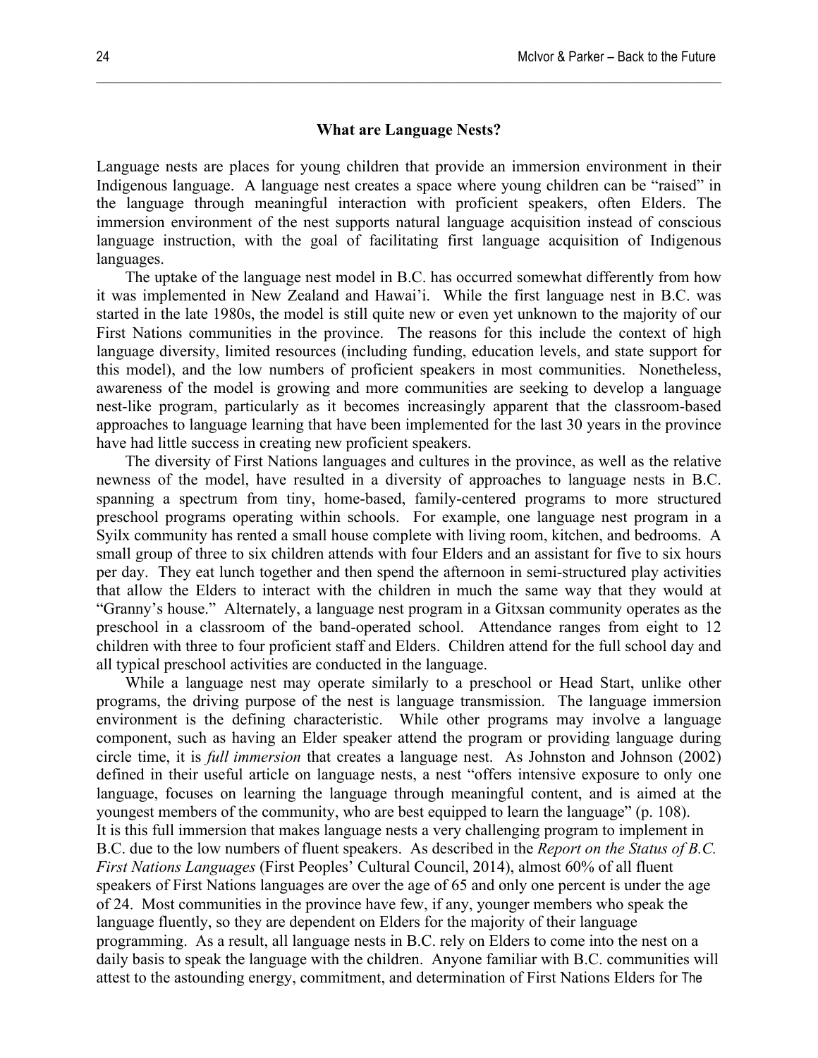## What are Language Nests?

Language nests are places for young children that provide an immersion environment in their Indigenous language. A language nest creates a space where young children can be "raised" in the language through meaningful interaction with proficient speakers, often Elders. The immersion environment of the nest supports natural language acquisition instead of conscious language instruction, with the goal of facilitating first language acquisition of Indigenous languages.

The uptake of the language nest model in B.C. has occurred somewhat differently from how it was implemented in New Zealand and Hawai'i. While the first language nest in B.C. was started in the late 1980s, the model is still quite new or even yet unknown to the majority of our First Nations communities in the province. The reasons for this include the context of high language diversity, limited resources (including funding, education levels, and state support for this model), and the low numbers of proficient speakers in most communities. Nonetheless, awareness of the model is growing and more communities are seeking to develop a language nest-like program, particularly as it becomes increasingly apparent that the classroom-based approaches to language learning that have been implemented for the last 30 years in the province have had little success in creating new proficient speakers.

The diversity of First Nations languages and cultures in the province, as well as the relative newness of the model, have resulted in a diversity of approaches to language nests in B.C. spanning a spectrum from tiny, home-based, family-centered programs to more structured preschool programs operating within schools. For example, one language nest program in a Syilx community has rented a small house complete with living room, kitchen, and bedrooms. A small group of three to six children attends with four Elders and an assistant for five to six hours per day. They eat lunch together and then spend the afternoon in semi-structured play activities that allow the Elders to interact with the children in much the same way that they would at "Granny's house." Alternately, a language nest program in a Gitxsan community operates as the preschool in a classroom of the band-operated school. Attendance ranges from eight to 12 children with three to four proficient staff and Elders. Children attend for the full school day and all typical preschool activities are conducted in the language.

While a language nest may operate similarly to a preschool or Head Start, unlike other programs, the driving purpose of the nest is language transmission. The language immersion environment is the defining characteristic. While other programs may involve a language component, such as having an Elder speaker attend the program or providing language during circle time, it is *full immersion* that creates a language nest. As Johnston and Johnson (2002) defined in their useful article on language nests, a nest "offers intensive exposure to only one language, focuses on learning the language through meaningful content, and is aimed at the youngest members of the community, who are best equipped to learn the language" (p. 108).
It is this full immersion that makes language nests a very challenging program to implement in B.C. due to the low numbers of fluent speakers. As described in the *Report on the Status of B.C. First Nations Languages* (First Peoples' Cultural Council, 2014), almost 60% of all fluent speakers of First Nations languages are over the age of 65 and only one percent is under the age of 24. Most communities in the province have few, if any, younger members who speak the language fluently, so they are dependent on Elders for the majority of their language programming. As a result, all language nests in B.C. rely on Elders to come into the nest on a daily basis to speak the language with the children. Anyone familiar with B.C. communities will attest to the astounding energy, commitment, and determination of First Nations Elders for The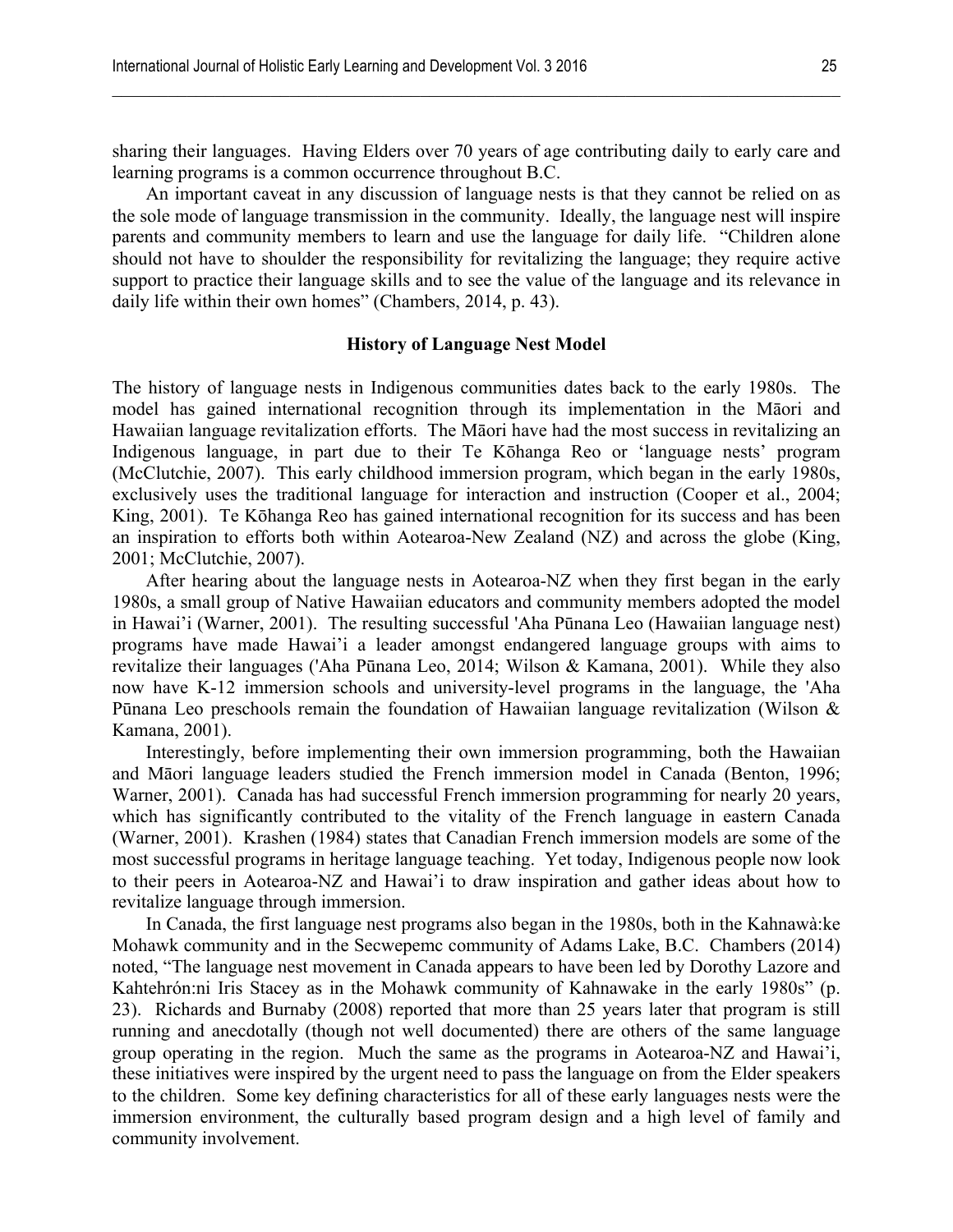sharing their languages. Having Elders over 70 years of age contributing daily to early care and learning programs is a common occurrence throughout B.C.

An important caveat in any discussion of language nests is that they cannot be relied on as the sole mode of language transmission in the community. Ideally, the language nest will inspire parents and community members to learn and use the language for daily life. "Children alone should not have to shoulder the responsibility for revitalizing the language; they require active support to practice their language skills and to see the value of the language and its relevance in daily life within their own homes" (Chambers, 2014, p. 43).

## History of Language Nest Model

The history of language nests in Indigenous communities dates back to the early 1980s. The model has gained international recognition through its implementation in the Māori and Hawaiian language revitalization efforts. The Māori have had the most success in revitalizing an Indigenous language, in part due to their Te Kōhanga Reo or 'language nests' program (McClutchie, 2007). This early childhood immersion program, which began in the early 1980s, exclusively uses the traditional language for interaction and instruction (Cooper et al., 2004; King, 2001). Te Kōhanga Reo has gained international recognition for its success and has been an inspiration to efforts both within Aotearoa-New Zealand (NZ) and across the globe (King, 2001; McClutchie, 2007).

After hearing about the language nests in Aotearoa-NZ when they first began in the early 1980s, a small group of Native Hawaiian educators and community members adopted the model in Hawai'i (Warner, 2001). The resulting successful 'Aha Pūnana Leo (Hawaiian language nest) programs have made Hawai'i a leader amongst endangered language groups with aims to revitalize their languages ('Aha Pūnana Leo, 2014; Wilson & Kamana, 2001). While they also now have K-12 immersion schools and university-level programs in the language, the 'Aha Pūnana Leo preschools remain the foundation of Hawaiian language revitalization (Wilson & Kamana, 2001).

Interestingly, before implementing their own immersion programming, both the Hawaiian and Māori language leaders studied the French immersion model in Canada (Benton, 1996; Warner, 2001). Canada has had successful French immersion programming for nearly 20 years, which has significantly contributed to the vitality of the French language in eastern Canada (Warner, 2001). Krashen (1984) states that Canadian French immersion models are some of the most successful programs in heritage language teaching. Yet today, Indigenous people now look to their peers in Aotearoa-NZ and Hawai'i to draw inspiration and gather ideas about how to revitalize language through immersion.

In Canada, the first language nest programs also began in the 1980s, both in the Kahnawà:ke Mohawk community and in the Secwepemc community of Adams Lake, B.C. Chambers (2014) noted, "The language nest movement in Canada appears to have been led by Dorothy Lazore and Kahtehrón:ni Iris Stacey as in the Mohawk community of Kahnawake in the early 1980s" (p. 23). Richards and Burnaby (2008) reported that more than 25 years later that program is still running and anecdotally (though not well documented) there are others of the same language group operating in the region. Much the same as the programs in Aotearoa-NZ and Hawai'i, these initiatives were inspired by the urgent need to pass the language on from the Elder speakers to the children. Some key defining characteristics for all of these early languages nests were the immersion environment, the culturally based program design and a high level of family and community involvement.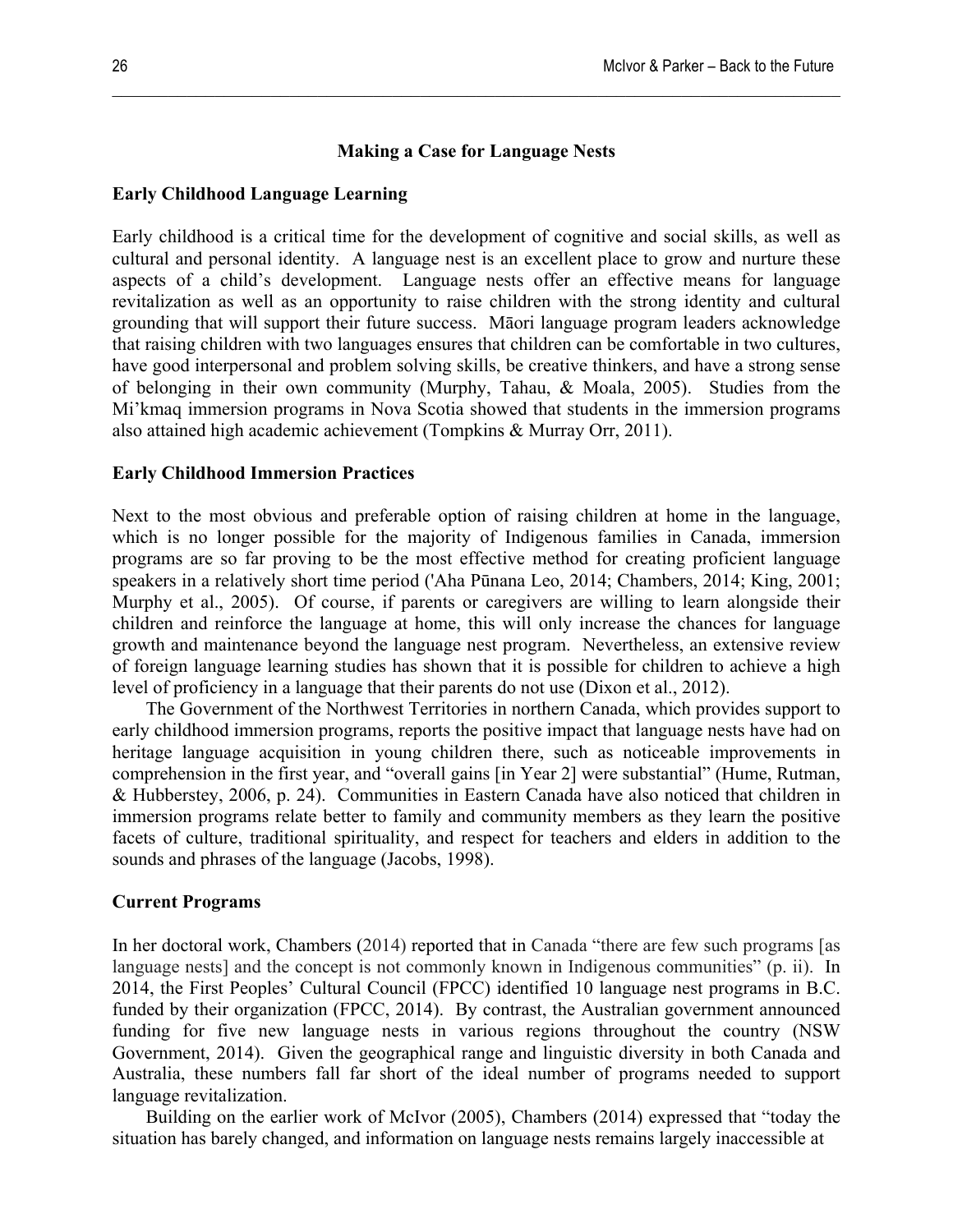## Making a Case for Language Nests

### Early Childhood Language Learning

Early childhood is a critical time for the development of cognitive and social skills, as well as cultural and personal identity. A language nest is an excellent place to grow and nurture these aspects of a child's development. Language nests offer an effective means for language revitalization as well as an opportunity to raise children with the strong identity and cultural grounding that will support their future success. Māori language program leaders acknowledge that raising children with two languages ensures that children can be comfortable in two cultures, have good interpersonal and problem solving skills, be creative thinkers, and have a strong sense of belonging in their own community (Murphy, Tahau, & Moala, 2005). Studies from the Mi'kmaq immersion programs in Nova Scotia showed that students in the immersion programs also attained high academic achievement (Tompkins & Murray Orr, 2011).

### Early Childhood Immersion Practices

Next to the most obvious and preferable option of raising children at home in the language, which is no longer possible for the majority of Indigenous families in Canada, immersion programs are so far proving to be the most effective method for creating proficient language speakers in a relatively short time period ('Aha Pūnana Leo, 2014; Chambers, 2014; King, 2001; Murphy et al., 2005). Of course, if parents or caregivers are willing to learn alongside their children and reinforce the language at home, this will only increase the chances for language growth and maintenance beyond the language nest program. Nevertheless, an extensive review of foreign language learning studies has shown that it is possible for children to achieve a high level of proficiency in a language that their parents do not use (Dixon et al., 2012).

The Government of the Northwest Territories in northern Canada, which provides support to early childhood immersion programs, reports the positive impact that language nests have had on heritage language acquisition in young children there, such as noticeable improvements in comprehension in the first year, and "overall gains [in Year 2] were substantial" (Hume, Rutman, & Hubberstey, 2006, p. 24). Communities in Eastern Canada have also noticed that children in immersion programs relate better to family and community members as they learn the positive facets of culture, traditional spirituality, and respect for teachers and elders in addition to the sounds and phrases of the language (Jacobs, 1998).

### Current Programs

In her doctoral work, Chambers (2014) reported that in Canada "there are few such programs [as language nests] and the concept is not commonly known in Indigenous communities" (p. ii). In 2014, the First Peoples' Cultural Council (FPCC) identified 10 language nest programs in B.C. funded by their organization (FPCC, 2014). By contrast, the Australian government announced funding for five new language nests in various regions throughout the country (NSW Government, 2014). Given the geographical range and linguistic diversity in both Canada and Australia, these numbers fall far short of the ideal number of programs needed to support language revitalization.

Building on the earlier work of McIvor (2005), Chambers (2014) expressed that "today the situation has barely changed, and information on language nests remains largely inaccessible at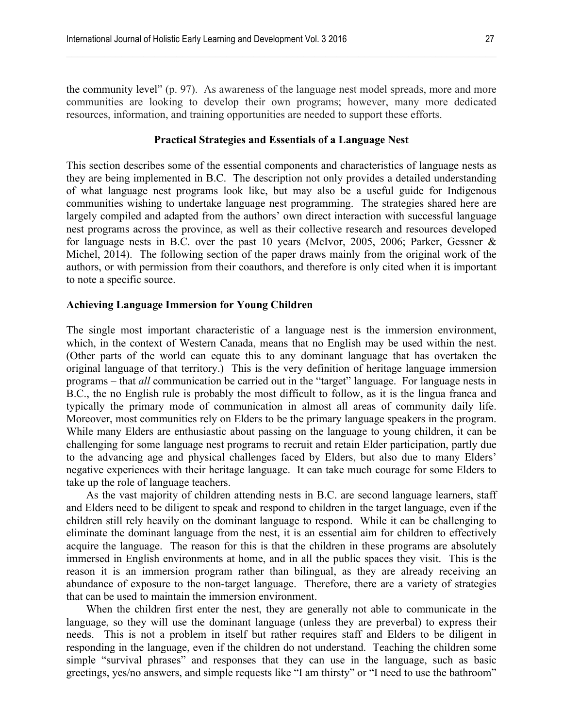the community level" (p. 97). As awareness of the language nest model spreads, more and more communities are looking to develop their own programs; however, many more dedicated resources, information, and training opportunities are needed to support these efforts.

## Practical Strategies and Essentials of a Language Nest

This section describes some of the essential components and characteristics of language nests as they are being implemented in B.C. The description not only provides a detailed understanding of what language nest programs look like, but may also be a useful guide for Indigenous communities wishing to undertake language nest programming. The strategies shared here are largely compiled and adapted from the authors' own direct interaction with successful language nest programs across the province, as well as their collective research and resources developed for language nests in B.C. over the past 10 years (McIvor, 2005, 2006; Parker, Gessner & Michel, 2014). The following section of the paper draws mainly from the original work of the authors, or with permission from their coauthors, and therefore is only cited when it is important to note a specific source.

### Achieving Language Immersion for Young Children

The single most important characteristic of a language nest is the immersion environment, which, in the context of Western Canada, means that no English may be used within the nest. (Other parts of the world can equate this to any dominant language that has overtaken the original language of that territory.) This is the very definition of heritage language immersion programs – that *all* communication be carried out in the "target" language. For language nests in B.C., the no English rule is probably the most difficult to follow, as it is the lingua franca and typically the primary mode of communication in almost all areas of community daily life. Moreover, most communities rely on Elders to be the primary language speakers in the program. While many Elders are enthusiastic about passing on the language to young children, it can be challenging for some language nest programs to recruit and retain Elder participation, partly due to the advancing age and physical challenges faced by Elders, but also due to many Elders' negative experiences with their heritage language. It can take much courage for some Elders to take up the role of language teachers.

As the vast majority of children attending nests in B.C. are second language learners, staff and Elders need to be diligent to speak and respond to children in the target language, even if the children still rely heavily on the dominant language to respond. While it can be challenging to eliminate the dominant language from the nest, it is an essential aim for children to effectively acquire the language. The reason for this is that the children in these programs are absolutely immersed in English environments at home, and in all the public spaces they visit. This is the reason it is an immersion program rather than bilingual, as they are already receiving an abundance of exposure to the non-target language. Therefore, there are a variety of strategies that can be used to maintain the immersion environment.

When the children first enter the nest, they are generally not able to communicate in the language, so they will use the dominant language (unless they are preverbal) to express their needs. This is not a problem in itself but rather requires staff and Elders to be diligent in responding in the language, even if the children do not understand. Teaching the children some simple "survival phrases" and responses that they can use in the language, such as basic greetings, yes/no answers, and simple requests like "I am thirsty" or "I need to use the bathroom"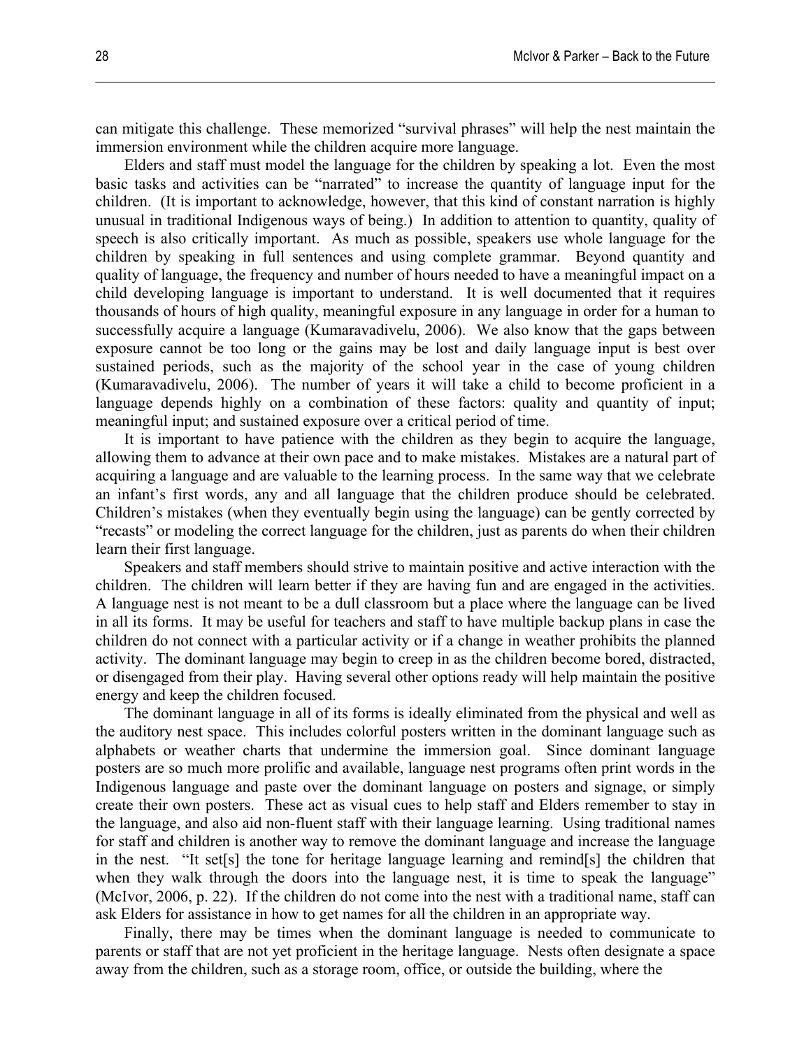can mitigate this challenge. These memorized "survival phrases" will help the nest maintain the immersion environment while the children acquire more language.

Elders and staff must model the language for the children by speaking a lot. Even the most basic tasks and activities can be "narrated" to increase the quantity of language input for the children. (It is important to acknowledge, however, that this kind of constant narration is highly unusual in traditional Indigenous ways of being.) In addition to attention to quantity, quality of speech is also critically important. As much as possible, speakers use whole language for the children by speaking in full sentences and using complete grammar. Beyond quantity and quality of language, the frequency and number of hours needed to have a meaningful impact on a child developing language is important to understand. It is well documented that it requires thousands of hours of high quality, meaningful exposure in any language in order for a human to successfully acquire a language (Kumaravadivelu, 2006). We also know that the gaps between exposure cannot be too long or the gains may be lost and daily language input is best over sustained periods, such as the majority of the school year in the case of young children (Kumaravadivelu, 2006). The number of years it will take a child to become proficient in a language depends highly on a combination of these factors: quality and quantity of input; meaningful input; and sustained exposure over a critical period of time.

It is important to have patience with the children as they begin to acquire the language, allowing them to advance at their own pace and to make mistakes. Mistakes are a natural part of acquiring a language and are valuable to the learning process. In the same way that we celebrate an infant's first words, any and all language that the children produce should be celebrated. Children's mistakes (when they eventually begin using the language) can be gently corrected by "recasts" or modeling the correct language for the children, just as parents do when their children learn their first language.

Speakers and staff members should strive to maintain positive and active interaction with the children. The children will learn better if they are having fun and are engaged in the activities. A language nest is not meant to be a dull classroom but a place where the language can be lived in all its forms. It may be useful for teachers and staff to have multiple backup plans in case the children do not connect with a particular activity or if a change in weather prohibits the planned activity. The dominant language may begin to creep in as the children become bored, distracted, or disengaged from their play. Having several other options ready will help maintain the positive energy and keep the children focused.

The dominant language in all of its forms is ideally eliminated from the physical and well as the auditory nest space. This includes colorful posters written in the dominant language such as alphabets or weather charts that undermine the immersion goal. Since dominant language posters are so much more prolific and available, language nest programs often print words in the Indigenous language and paste over the dominant language on posters and signage, or simply create their own posters. These act as visual cues to help staff and Elders remember to stay in the language, and also aid non-fluent staff with their language learning. Using traditional names for staff and children is another way to remove the dominant language and increase the language in the nest. "It set[s] the tone for heritage language learning and remind[s] the children that when they walk through the doors into the language nest, it is time to speak the language" (McIvor, 2006, p. 22). If the children do not come into the nest with a traditional name, staff can ask Elders for assistance in how to get names for all the children in an appropriate way.

Finally, there may be times when the dominant language is needed to communicate to parents or staff that are not yet proficient in the heritage language. Nests often designate a space away from the children, such as a storage room, office, or outside the building, where the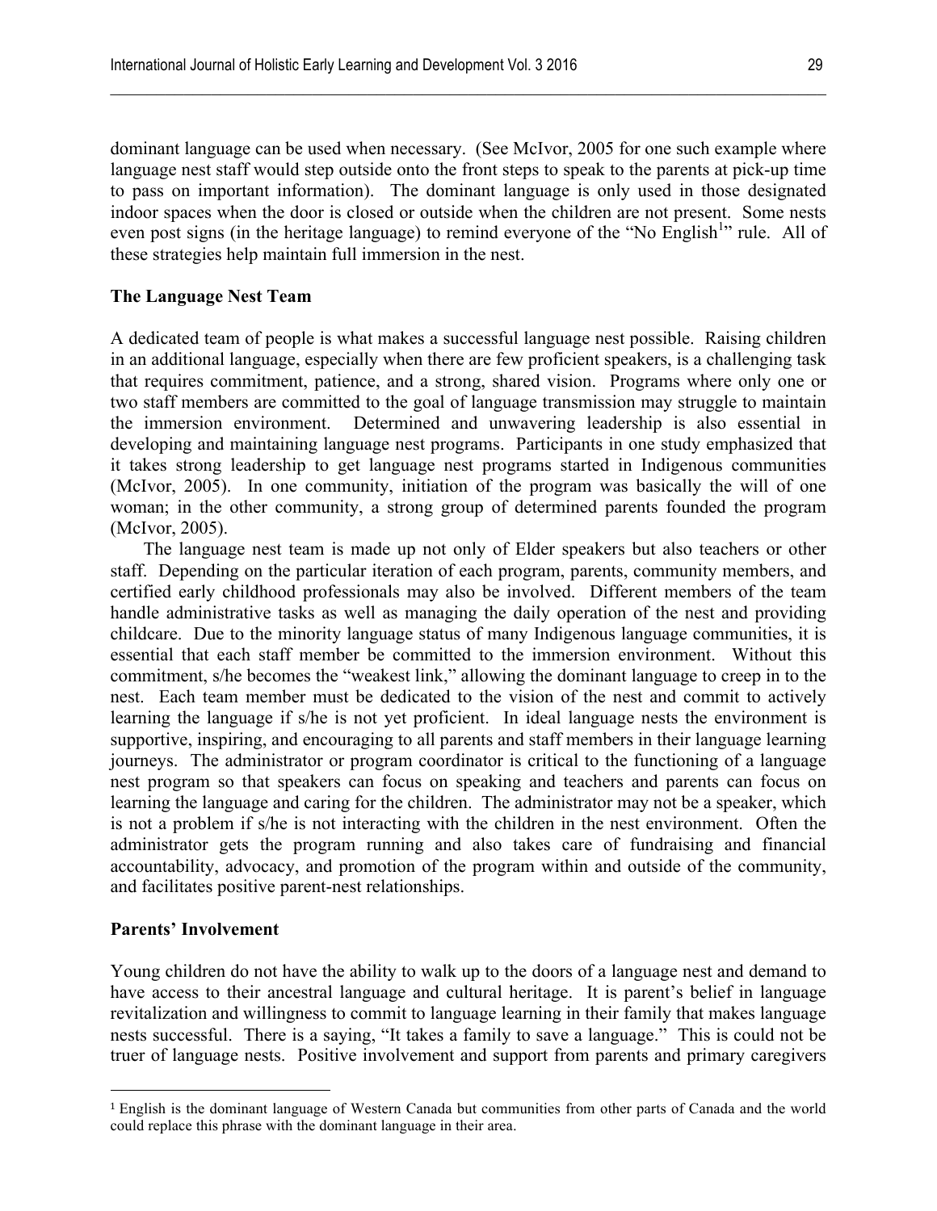dominant language can be used when necessary. (See McIvor, 2005 for one such example where language nest staff would step outside onto the front steps to speak to the parents at pick-up time to pass on important information). The dominant language is only used in those designated indoor spaces when the door is closed or outside when the children are not present. Some nests even post signs (in the heritage language) to remind everyone of the "No English[1]" rule. All of these strategies help maintain full immersion in the nest.

**The Language Nest Team**

A dedicated team of people is what makes a successful language nest possible. Raising children in an additional language, especially when there are few proficient speakers, is a challenging task that requires commitment, patience, and a strong, shared vision. Programs where only one or two staff members are committed to the goal of language transmission may struggle to maintain the immersion environment. Determined and unwavering leadership is also essential in developing and maintaining language nest programs. Participants in one study emphasized that it takes strong leadership to get language nest programs started in Indigenous communities (McIvor, 2005). In one community, initiation of the program was basically the will of one woman; in the other community, a strong group of determined parents founded the program (McIvor, 2005).

The language nest team is made up not only of Elder speakers but also teachers or other staff. Depending on the particular iteration of each program, parents, community members, and certified early childhood professionals may also be involved. Different members of the team handle administrative tasks as well as managing the daily operation of the nest and providing childcare. Due to the minority language status of many Indigenous language communities, it is essential that each staff member be committed to the immersion environment. Without this commitment, s/he becomes the "weakest link," allowing the dominant language to creep in to the nest. Each team member must be dedicated to the vision of the nest and commit to actively learning the language if s/he is not yet proficient. In ideal language nests the environment is supportive, inspiring, and encouraging to all parents and staff members in their language learning journeys. The administrator or program coordinator is critical to the functioning of a language nest program so that speakers can focus on speaking and teachers and parents can focus on learning the language and caring for the children. The administrator may not be a speaker, which is not a problem if s/he is not interacting with the children in the nest environment. Often the administrator gets the program running and also takes care of fundraising and financial accountability, advocacy, and promotion of the program within and outside of the community, and facilitates positive parent-nest relationships.

**Parents' Involvement**

Young children do not have the ability to walk up to the doors of a language nest and demand to have access to their ancestral language and cultural heritage. It is parent's belief in language revitalization and willingness to commit to language learning in their family that makes language nests successful. There is a saying, "It takes a family to save a language." This is could not be truer of language nests. Positive involvement and support from parents and primary caregivers

---

[1] English is the dominant language of Western Canada but communities from other parts of Canada and the world could replace this phrase with the dominant language in their area.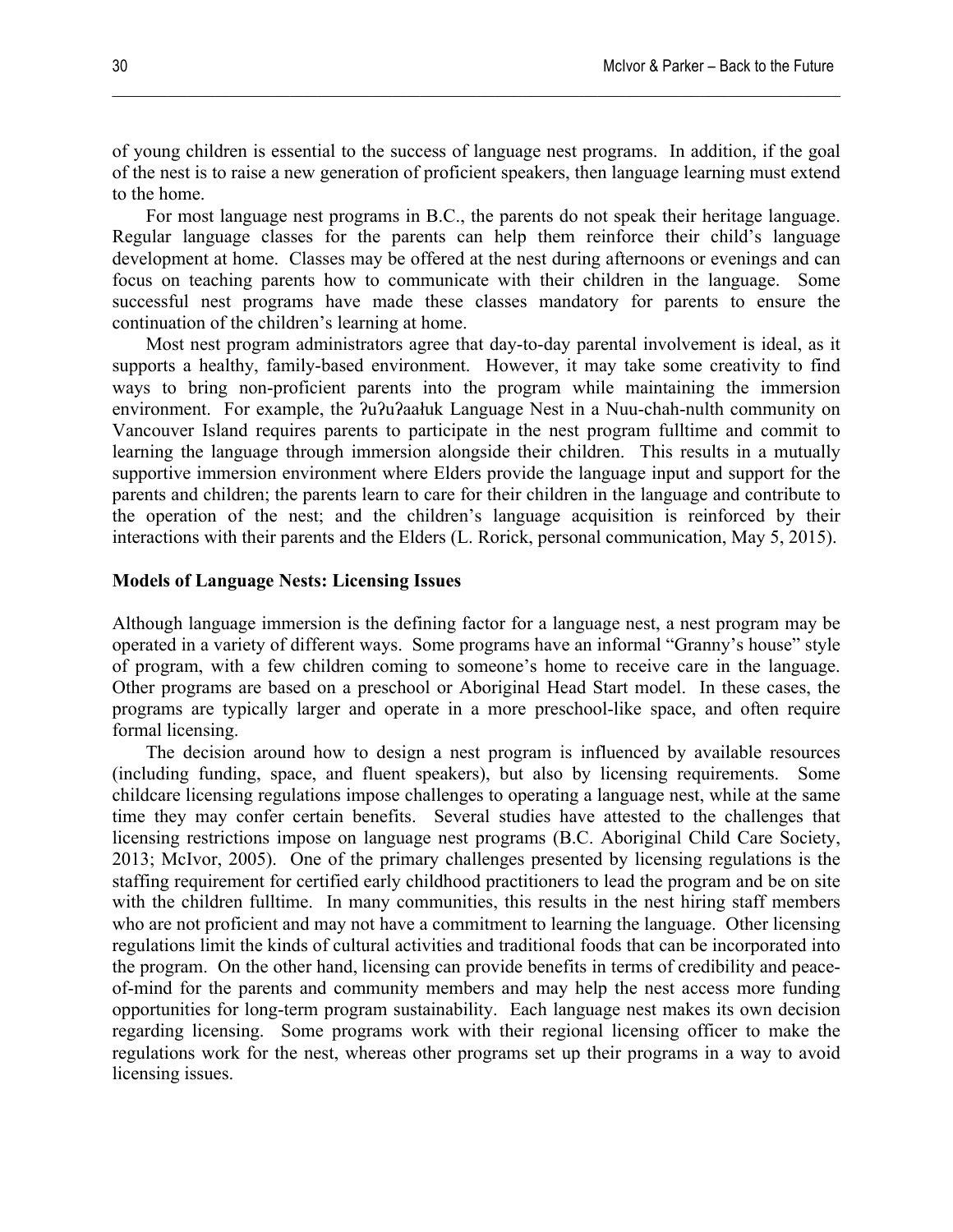of young children is essential to the success of language nest programs. In addition, if the goal of the nest is to raise a new generation of proficient speakers, then language learning must extend to the home.

For most language nest programs in B.C., the parents do not speak their heritage language. Regular language classes for the parents can help them reinforce their child's language development at home. Classes may be offered at the nest during afternoons or evenings and can focus on teaching parents how to communicate with their children in the language. Some successful nest programs have made these classes mandatory for parents to ensure the continuation of the children's learning at home.

Most nest program administrators agree that day-to-day parental involvement is ideal, as it supports a healthy, family-based environment. However, it may take some creativity to find ways to bring non-proficient parents into the program while maintaining the immersion environment. For example, the ʔuʔuʔaałuk Language Nest in a Nuu-chah-nulth community on Vancouver Island requires parents to participate in the nest program fulltime and commit to learning the language through immersion alongside their children. This results in a mutually supportive immersion environment where Elders provide the language input and support for the parents and children; the parents learn to care for their children in the language and contribute to the operation of the nest; and the children's language acquisition is reinforced by their interactions with their parents and the Elders (L. Rorick, personal communication, May 5, 2015).

**Models of Language Nests: Licensing Issues**

Although language immersion is the defining factor for a language nest, a nest program may be operated in a variety of different ways. Some programs have an informal "Granny's house" style of program, with a few children coming to someone's home to receive care in the language. Other programs are based on a preschool or Aboriginal Head Start model. In these cases, the programs are typically larger and operate in a more preschool-like space, and often require formal licensing.

The decision around how to design a nest program is influenced by available resources (including funding, space, and fluent speakers), but also by licensing requirements. Some childcare licensing regulations impose challenges to operating a language nest, while at the same time they may confer certain benefits. Several studies have attested to the challenges that licensing restrictions impose on language nest programs (B.C. Aboriginal Child Care Society, 2013; McIvor, 2005). One of the primary challenges presented by licensing regulations is the staffing requirement for certified early childhood practitioners to lead the program and be on site with the children fulltime. In many communities, this results in the nest hiring staff members who are not proficient and may not have a commitment to learning the language. Other licensing regulations limit the kinds of cultural activities and traditional foods that can be incorporated into the program. On the other hand, licensing can provide benefits in terms of credibility and peace-of-mind for the parents and community members and may help the nest access more funding opportunities for long-term program sustainability. Each language nest makes its own decision regarding licensing. Some programs work with their regional licensing officer to make the regulations work for the nest, whereas other programs set up their programs in a way to avoid licensing issues.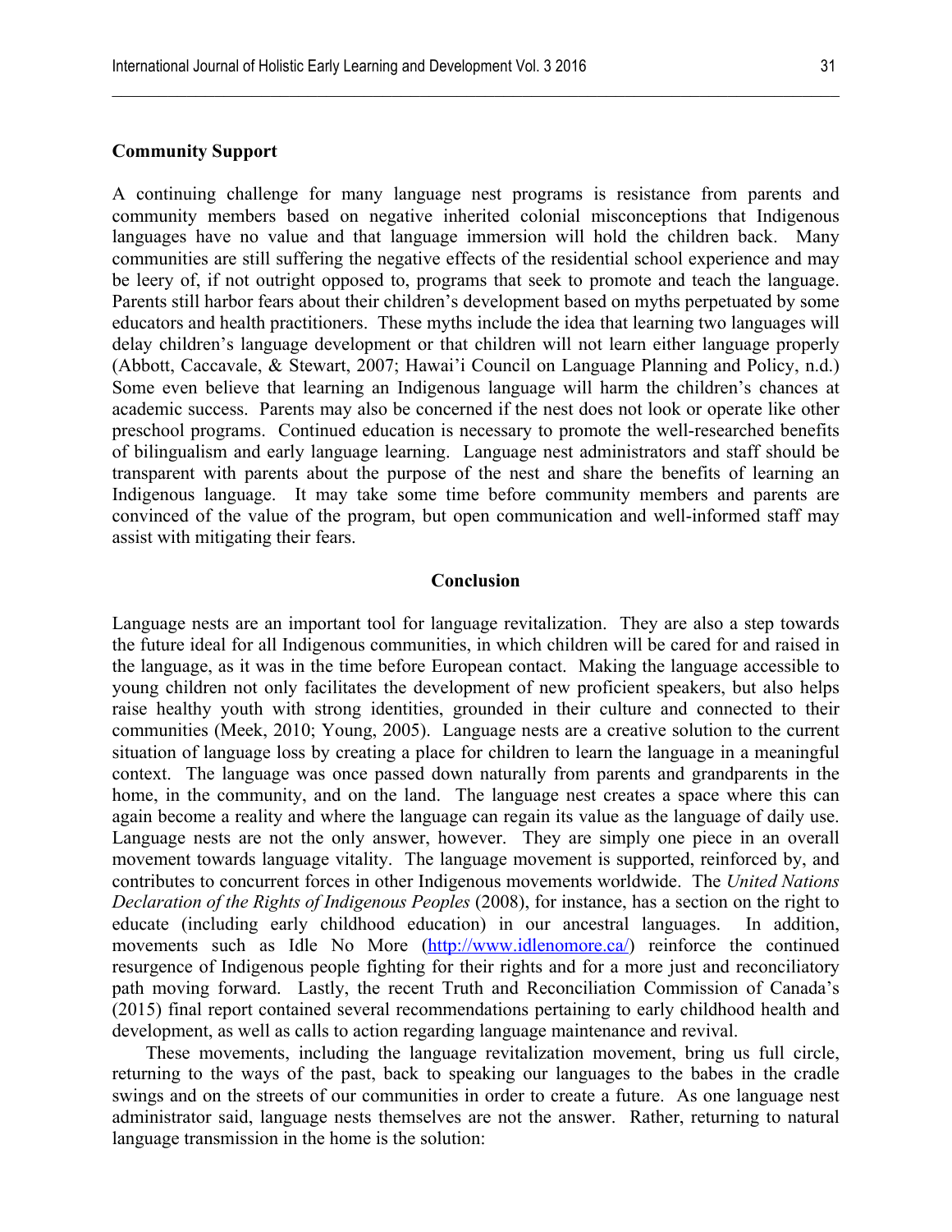**Community Support**

A continuing challenge for many language nest programs is resistance from parents and community members based on negative inherited colonial misconceptions that Indigenous languages have no value and that language immersion will hold the children back. Many communities are still suffering the negative effects of the residential school experience and may be leery of, if not outright opposed to, programs that seek to promote and teach the language. Parents still harbor fears about their children's development based on myths perpetuated by some educators and health practitioners. These myths include the idea that learning two languages will delay children's language development or that children will not learn either language properly (Abbott, Caccavale, & Stewart, 2007; Hawai'i Council on Language Planning and Policy, n.d.) Some even believe that learning an Indigenous language will harm the children's chances at academic success. Parents may also be concerned if the nest does not look or operate like other preschool programs. Continued education is necessary to promote the well-researched benefits of bilingualism and early language learning. Language nest administrators and staff should be transparent with parents about the purpose of the nest and share the benefits of learning an Indigenous language. It may take some time before community members and parents are convinced of the value of the program, but open communication and well-informed staff may assist with mitigating their fears.

## Conclusion

Language nests are an important tool for language revitalization. They are also a step towards the future ideal for all Indigenous communities, in which children will be cared for and raised in the language, as it was in the time before European contact. Making the language accessible to young children not only facilitates the development of new proficient speakers, but also helps raise healthy youth with strong identities, grounded in their culture and connected to their communities (Meek, 2010; Young, 2005). Language nests are a creative solution to the current situation of language loss by creating a place for children to learn the language in a meaningful context. The language was once passed down naturally from parents and grandparents in the home, in the community, and on the land. The language nest creates a space where this can again become a reality and where the language can regain its value as the language of daily use. Language nests are not the only answer, however. They are simply one piece in an overall movement towards language vitality. The language movement is supported, reinforced by, and contributes to concurrent forces in other Indigenous movements worldwide. The *United Nations Declaration of the Rights of Indigenous Peoples* (2008), for instance, has a section on the right to educate (including early childhood education) in our ancestral languages. In addition, movements such as Idle No More (http://www.idlenomore.ca/) reinforce the continued resurgence of Indigenous people fighting for their rights and for a more just and reconciliatory path moving forward. Lastly, the recent Truth and Reconciliation Commission of Canada's (2015) final report contained several recommendations pertaining to early childhood health and development, as well as calls to action regarding language maintenance and revival.

These movements, including the language revitalization movement, bring us full circle, returning to the ways of the past, back to speaking our languages to the babes in the cradle swings and on the streets of our communities in order to create a future. As one language nest administrator said, language nests themselves are not the answer. Rather, returning to natural language transmission in the home is the solution: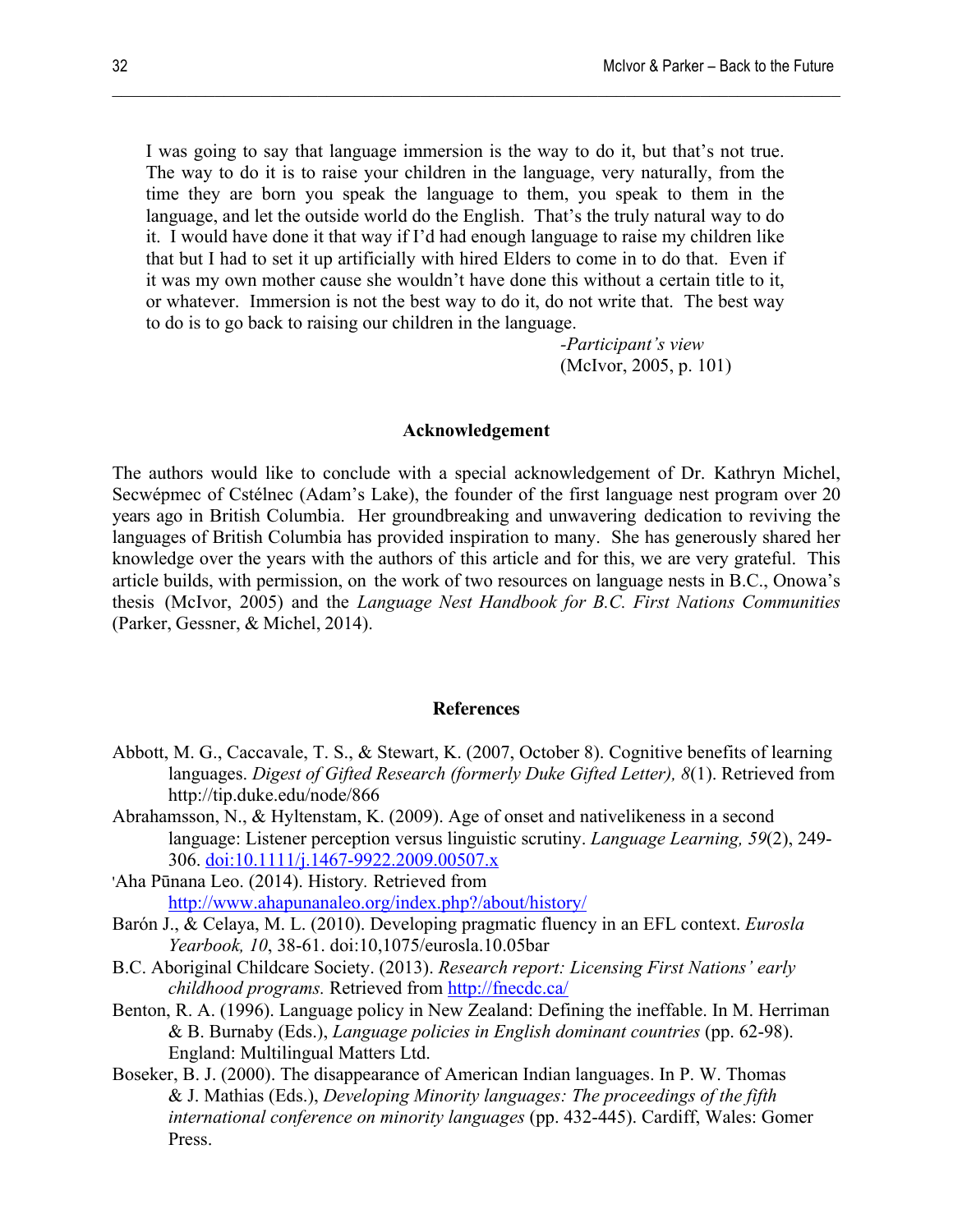> I was going to say that language immersion is the way to do it, but that's not true. The way to do it is to raise your children in the language, very naturally, from the time they are born you speak the language to them, you speak to them in the language, and let the outside world do the English. That's the truly natural way to do it. I would have done it that way if I'd had enough language to raise my children like that but I had to set it up artificially with hired Elders to come in to do that. Even if it was my own mother cause she wouldn't have done this without a certain title to it, or whatever. Immersion is not the best way to do it, do not write that. The best way to do is to go back to raising our children in the language.
>
> *-Participant's view*
> (McIvor, 2005, p. 101)

## Acknowledgement

The authors would like to conclude with a special acknowledgement of Dr. Kathryn Michel, Secwépmec of Cstélnec (Adam's Lake), the founder of the first language nest program over 20 years ago in British Columbia. Her groundbreaking and unwavering dedication to reviving the languages of British Columbia has provided inspiration to many. She has generously shared her knowledge over the years with the authors of this article and for this, we are very grateful. This article builds, with permission, on the work of two resources on language nests in B.C., Onowa's thesis (McIvor, 2005) and the *Language Nest Handbook for B.C. First Nations Communities* (Parker, Gessner, & Michel, 2014).

## References

Abbott, M. G., Caccavale, T. S., & Stewart, K. (2007, October 8). Cognitive benefits of learning languages. *Digest of Gifted Research (formerly Duke Gifted Letter), 8*(1). Retrieved from http://tip.duke.edu/node/866

Abrahamsson, N., & Hyltenstam, K. (2009). Age of onset and nativelikeness in a second language: Listener perception versus linguistic scrutiny. *Language Learning, 59*(2), 249-306. doi:10.1111/j.1467-9922.2009.00507.x

'Aha Pūnana Leo. (2014). History. Retrieved from http://www.ahapunanaleo.org/index.php?/about/history/

Barón J., & Celaya, M. L. (2010). Developing pragmatic fluency in an EFL context. *Eurosla Yearbook, 10*, 38-61. doi:10,1075/eurosla.10.05bar

B.C. Aboriginal Childcare Society. (2013). *Research report: Licensing First Nations' early childhood programs.* Retrieved from http://fnecdc.ca/

Benton, R. A. (1996). Language policy in New Zealand: Defining the ineffable. In M. Herriman & B. Burnaby (Eds.), *Language policies in English dominant countries* (pp. 62-98). England: Multilingual Matters Ltd.

Boseker, B. J. (2000). The disappearance of American Indian languages. In P. W. Thomas & J. Mathias (Eds.), *Developing Minority languages: The proceedings of the fifth international conference on minority languages* (pp. 432-445). Cardiff, Wales: Gomer Press.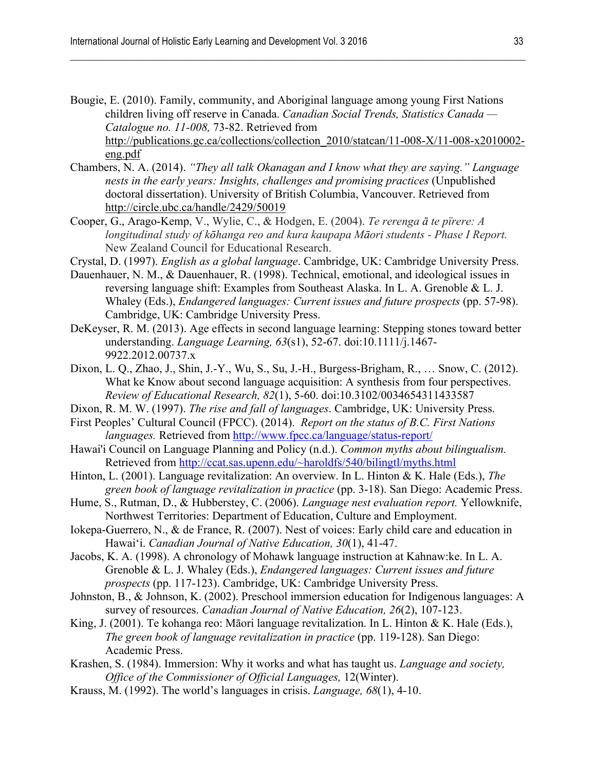Bougie, E. (2010). Family, community, and Aboriginal language among young First Nations children living off reserve in Canada. *Canadian Social Trends, Statistics Canada — Catalogue no. 11-008,* 73-82. Retrieved from http://publications.gc.ca/collections/collection_2010/statcan/11-008-X/11-008-x2010002-eng.pdf

Chambers, N. A. (2014). *"They all talk Okanagan and I know what they are saying." Language nests in the early years: Insights, challenges and promising practices* (Unpublished doctoral dissertation). University of British Columbia, Vancouver. Retrieved from http://circle.ubc.ca/handle/2429/50019

Cooper, G., Arago-Kemp, V., Wylie, C., & Hodgen, E. (2004). *Te rerenga ā te pïrere: A longitudinal study of kōhanga reo and kura kaupapa Māori students - Phase I Report.* New Zealand Council for Educational Research.

Crystal, D. (1997). *English as a global language*. Cambridge, UK: Cambridge University Press.

Dauenhauer, N. M., & Dauenhauer, R. (1998). Technical, emotional, and ideological issues in reversing language shift: Examples from Southeast Alaska. In L. A. Grenoble & L. J. Whaley (Eds.), *Endangered languages: Current issues and future prospects* (pp. 57-98). Cambridge, UK: Cambridge University Press.

DeKeyser, R. M. (2013). Age effects in second language learning: Stepping stones toward better understanding. *Language Learning, 63*(s1), 52-67. doi:10.1111/j.1467-9922.2012.00737.x

Dixon, L. Q., Zhao, J., Shin, J.-Y., Wu, S., Su, J.-H., Burgess-Brigham, R., … Snow, C. (2012). What ke Know about second language acquisition: A synthesis from four perspectives. *Review of Educational Research, 82*(1), 5-60. doi:10.3102/0034654311433587

Dixon, R. M. W. (1997). *The rise and fall of languages*. Cambridge, UK: University Press.

First Peoples' Cultural Council (FPCC). (2014). *Report on the status of B.C. First Nations languages.* Retrieved from http://www.fpcc.ca/language/status-report/

Hawai'i Council on Language Planning and Policy (n.d.). *Common myths about bilingualism.* Retrieved from http://ccat.sas.upenn.edu/~haroldfs/540/bilingtl/myths.html

Hinton, L. (2001). Language revitalization: An overview. In L. Hinton & K. Hale (Eds.), *The green book of language revitalization in practice* (pp. 3-18). San Diego: Academic Press.

Hume, S., Rutman, D., & Hubberstey, C. (2006). *Language nest evaluation report.* Yellowknife, Northwest Territories: Department of Education, Culture and Employment.

Iokepa-Guerrero, N., & de France, R. (2007). Nest of voices: Early child care and education in Hawaiʻi. *Canadian Journal of Native Education, 30*(1), 41-47.

Jacobs, K. A. (1998). A chronology of Mohawk language instruction at Kahnaw:ke. In L. A. Grenoble & L. J. Whaley (Eds.), *Endangered languages: Current issues and future prospects* (pp. 117-123). Cambridge, UK: Cambridge University Press.

Johnston, B., & Johnson, K. (2002). Preschool immersion education for Indigenous languages: A survey of resources. *Canadian Journal of Native Education, 26*(2), 107-123.

King, J. (2001). Te kohanga reo: Māori language revitalization. In L. Hinton & K. Hale (Eds.), *The green book of language revitalization in practice* (pp. 119-128). San Diego: Academic Press.

Krashen, S. (1984). Immersion: Why it works and what has taught us. *Language and society, Office of the Commissioner of Official Languages,* 12(Winter).

Krauss, M. (1992). The world's languages in crisis. *Language, 68*(1), 4-10.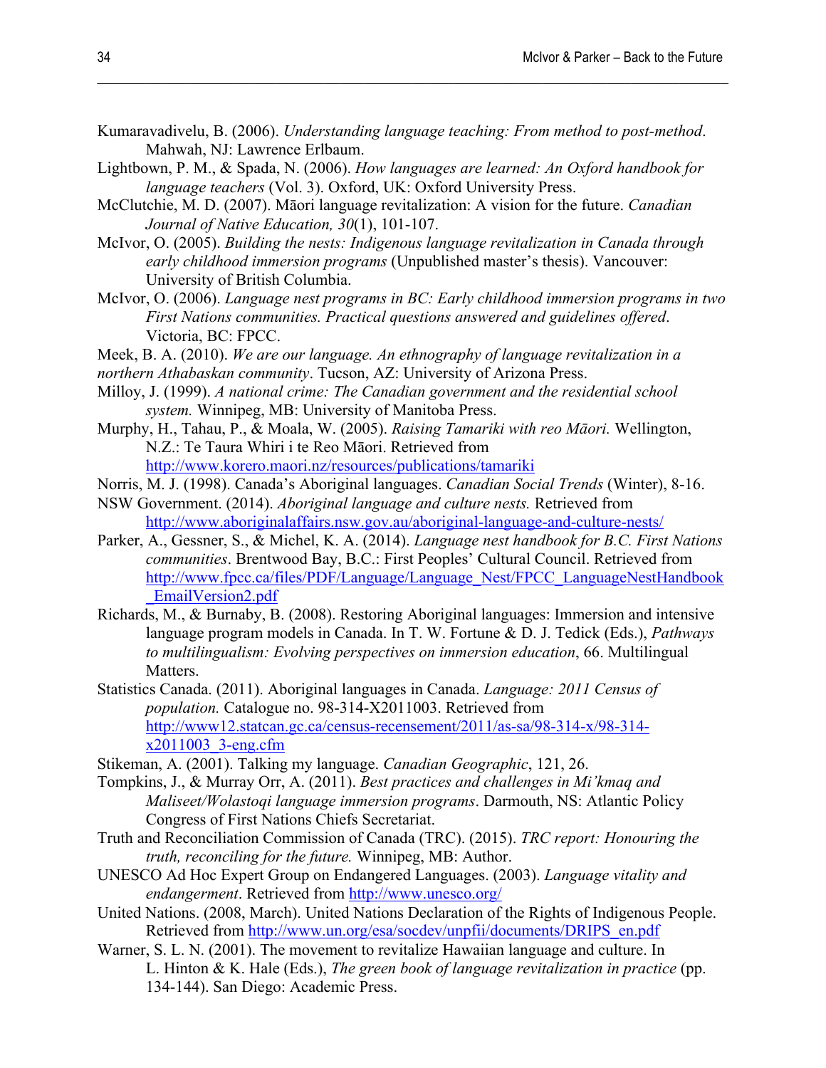Kumaravadivelu, B. (2006). *Understanding language teaching: From method to post-method*. Mahwah, NJ: Lawrence Erlbaum.

Lightbown, P. M., & Spada, N. (2006). *How languages are learned: An Oxford handbook for language teachers* (Vol. 3). Oxford, UK: Oxford University Press.

McClutchie, M. D. (2007). Māori language revitalization: A vision for the future. *Canadian Journal of Native Education, 30*(1), 101-107.

McIvor, O. (2005). *Building the nests: Indigenous language revitalization in Canada through early childhood immersion programs* (Unpublished master's thesis). Vancouver: University of British Columbia.

McIvor, O. (2006). *Language nest programs in BC: Early childhood immersion programs in two First Nations communities. Practical questions answered and guidelines offered*. Victoria, BC: FPCC.

Meek, B. A. (2010). *We are our language. An ethnography of language revitalization in a northern Athabaskan community*. Tucson, AZ: University of Arizona Press.

Milloy, J. (1999). *A national crime: The Canadian government and the residential school system.* Winnipeg, MB: University of Manitoba Press.

Murphy, H., Tahau, P., & Moala, W. (2005). *Raising Tamariki with reo Māori.* Wellington, N.Z.: Te Taura Whiri i te Reo Māori. Retrieved from http://www.korero.maori.nz/resources/publications/tamariki

Norris, M. J. (1998). Canada's Aboriginal languages. *Canadian Social Trends* (Winter), 8-16.

NSW Government. (2014). *Aboriginal language and culture nests.* Retrieved from http://www.aboriginalaffairs.nsw.gov.au/aboriginal-language-and-culture-nests/

Parker, A., Gessner, S., & Michel, K. A. (2014). *Language nest handbook for B.C. First Nations communities*. Brentwood Bay, B.C.: First Peoples' Cultural Council. Retrieved from http://www.fpcc.ca/files/PDF/Language/Language_Nest/FPCC_LanguageNestHandbook_EmailVersion2.pdf

Richards, M., & Burnaby, B. (2008). Restoring Aboriginal languages: Immersion and intensive language program models in Canada. In T. W. Fortune & D. J. Tedick (Eds.), *Pathways to multilingualism: Evolving perspectives on immersion education*, 66. Multilingual Matters.

Statistics Canada. (2011). Aboriginal languages in Canada. *Language: 2011 Census of population.* Catalogue no. 98-314-X2011003. Retrieved from http://www12.statcan.gc.ca/census-recensement/2011/as-sa/98-314-x/98-314-x2011003_3-eng.cfm

Stikeman, A. (2001). Talking my language. *Canadian Geographic*, 121, 26.

Tompkins, J., & Murray Orr, A. (2011). *Best practices and challenges in Mi'kmaq and Maliseet/Wolastoqi language immersion programs*. Darmouth, NS: Atlantic Policy Congress of First Nations Chiefs Secretariat.

Truth and Reconciliation Commission of Canada (TRC). (2015). *TRC report: Honouring the truth, reconciling for the future.* Winnipeg, MB: Author.

UNESCO Ad Hoc Expert Group on Endangered Languages. (2003). *Language vitality and endangerment*. Retrieved from http://www.unesco.org/

United Nations. (2008, March). United Nations Declaration of the Rights of Indigenous People. Retrieved from http://www.un.org/esa/socdev/unpfii/documents/DRIPS_en.pdf

Warner, S. L. N. (2001). The movement to revitalize Hawaiian language and culture. In L. Hinton & K. Hale (Eds.), *The green book of language revitalization in practice* (pp. 134-144). San Diego: Academic Press.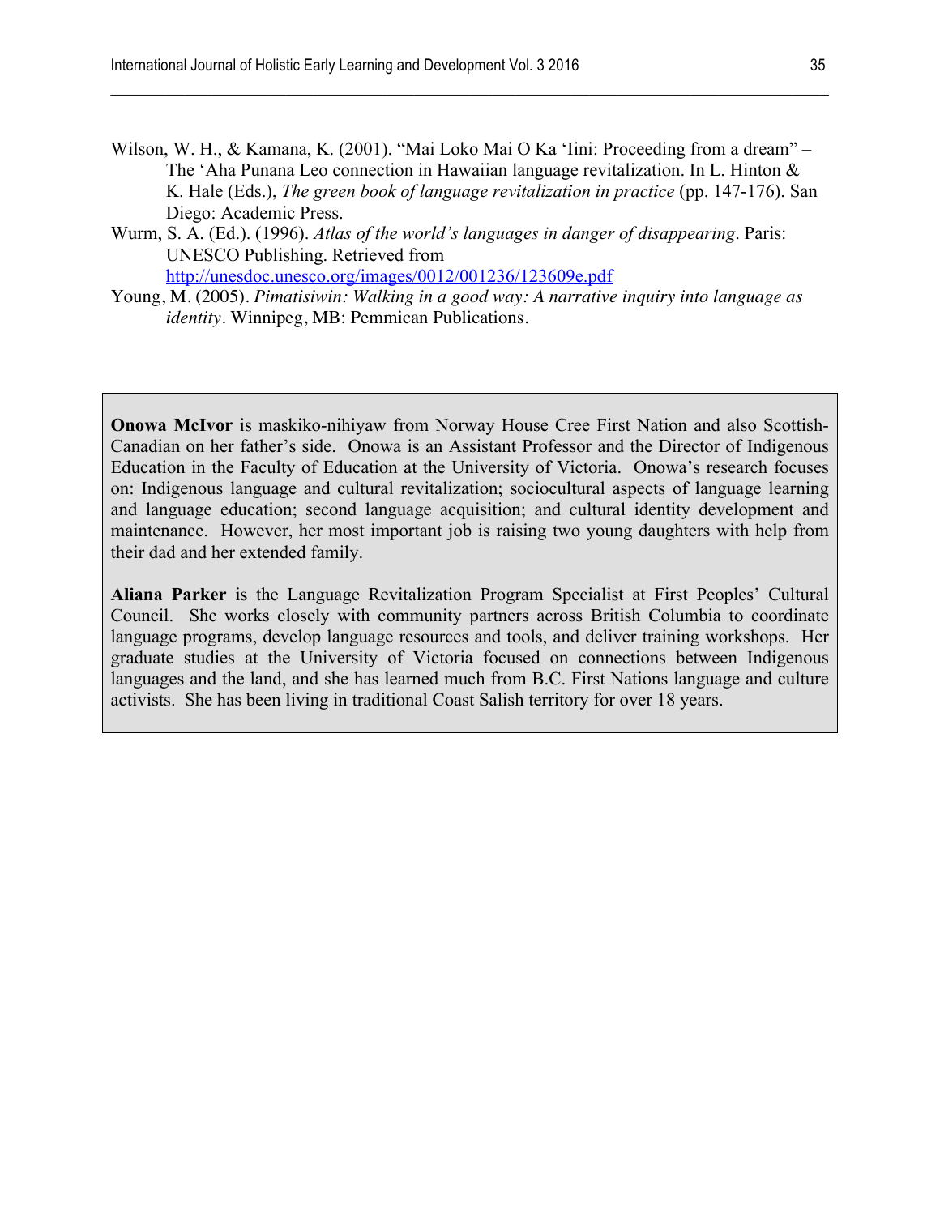Wilson, W. H., & Kamana, K. (2001). "Mai Loko Mai O Ka 'Iini: Proceeding from a dream" – The 'Aha Punana Leo connection in Hawaiian language revitalization. In L. Hinton & K. Hale (Eds.), *The green book of language revitalization in practice* (pp. 147-176). San Diego: Academic Press.

Wurm, S. A. (Ed.). (1996). *Atlas of the world's languages in danger of disappearing*. Paris: UNESCO Publishing. Retrieved from http://unesdoc.unesco.org/images/0012/001236/123609e.pdf

Young, M. (2005). *Pimatisiwin: Walking in a good way: A narrative inquiry into language as identity*. Winnipeg, MB: Pemmican Publications.

**Onowa McIvor** is maskiko-nihiyaw from Norway House Cree First Nation and also Scottish-Canadian on her father's side. Onowa is an Assistant Professor and the Director of Indigenous Education in the Faculty of Education at the University of Victoria. Onowa's research focuses on: Indigenous language and cultural revitalization; sociocultural aspects of language learning and language education; second language acquisition; and cultural identity development and maintenance. However, her most important job is raising two young daughters with help from their dad and her extended family.

**Aliana Parker** is the Language Revitalization Program Specialist at First Peoples' Cultural Council. She works closely with community partners across British Columbia to coordinate language programs, develop language resources and tools, and deliver training workshops. Her graduate studies at the University of Victoria focused on connections between Indigenous languages and the land, and she has learned much from B.C. First Nations language and culture activists. She has been living in traditional Coast Salish territory for over 18 years.